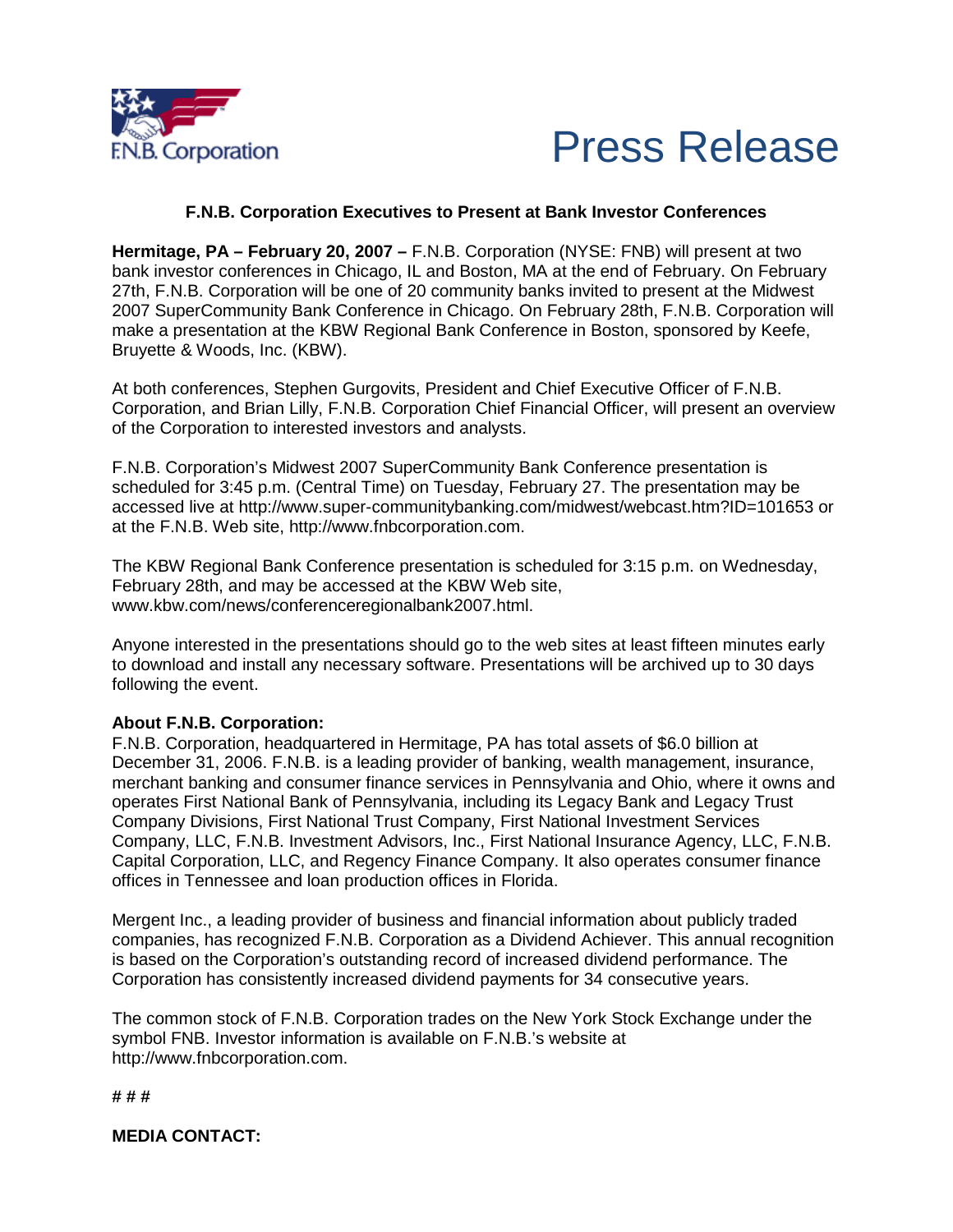F.N.B. Corporation

# Press Release

## F.N.B. Corporation Executives to Present at Bank Investor Conferences

**Hermitage, PA – February 20, 2007 –** F.N.B. Corporation (NYSE: FNB) will present at two bank investor conferences in Chicago, IL and Boston, MA at the end of February. On February 27th, F.N.B. Corporation will be one of 20 community banks invited to present at the Midwest 2007 SuperCommunity Bank Conference in Chicago. On February 28th, F.N.B. Corporation will make a presentation at the KBW Regional Bank Conference in Boston, sponsored by Keefe, Bruyette & Woods, Inc. (KBW).

At both conferences, Stephen Gurgovits, President and Chief Executive Officer of F.N.B. Corporation, and Brian Lilly, F.N.B. Corporation Chief Financial Officer, will present an overview of the Corporation to interested investors and analysts.

F.N.B. Corporation's Midwest 2007 SuperCommunity Bank Conference presentation is scheduled for 3:45 p.m. (Central Time) on Tuesday, February 27. The presentation may be accessed live at http://www.super-communitybanking.com/midwest/webcast.htm?ID=101653 or at the F.N.B. Web site, http://www.fnbcorporation.com.

The KBW Regional Bank Conference presentation is scheduled for 3:15 p.m. on Wednesday, February 28th, and may be accessed at the KBW Web site, www.kbw.com/news/conferenceregionalbank2007.html.

Anyone interested in the presentations should go to the web sites at least fifteen minutes early to download and install any necessary software. Presentations will be archived up to 30 days following the event.

**About F.N.B. Corporation:**
F.N.B. Corporation, headquartered in Hermitage, PA has total assets of $6.0 billion at December 31, 2006. F.N.B. is a leading provider of banking, wealth management, insurance, merchant banking and consumer finance services in Pennsylvania and Ohio, where it owns and operates First National Bank of Pennsylvania, including its Legacy Bank and Legacy Trust Company Divisions, First National Trust Company, First National Investment Services Company, LLC, F.N.B. Investment Advisors, Inc., First National Insurance Agency, LLC, F.N.B. Capital Corporation, LLC, and Regency Finance Company. It also operates consumer finance offices in Tennessee and loan production offices in Florida.

Mergent Inc., a leading provider of business and financial information about publicly traded companies, has recognized F.N.B. Corporation as a Dividend Achiever. This annual recognition is based on the Corporation's outstanding record of increased dividend performance. The Corporation has consistently increased dividend payments for 34 consecutive years.

The common stock of F.N.B. Corporation trades on the New York Stock Exchange under the symbol FNB. Investor information is available on F.N.B.'s website at http://www.fnbcorporation.com.

# # #

**MEDIA CONTACT:**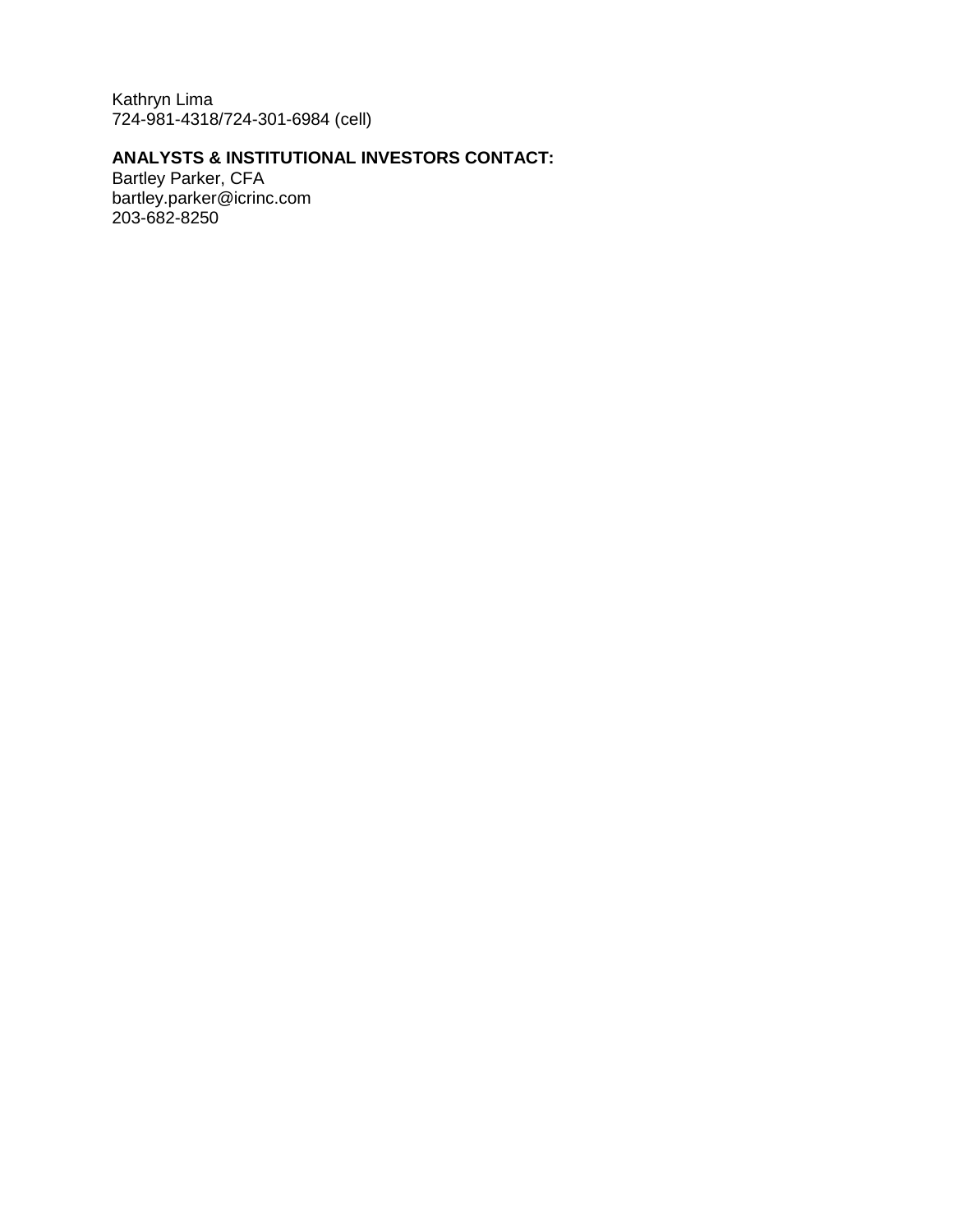Kathryn Lima
724-981-4318/724-301-6984 (cell)

**ANALYSTS & INSTITUTIONAL INVESTORS CONTACT:**
Bartley Parker, CFA
bartley.parker@icrinc.com
203-682-8250